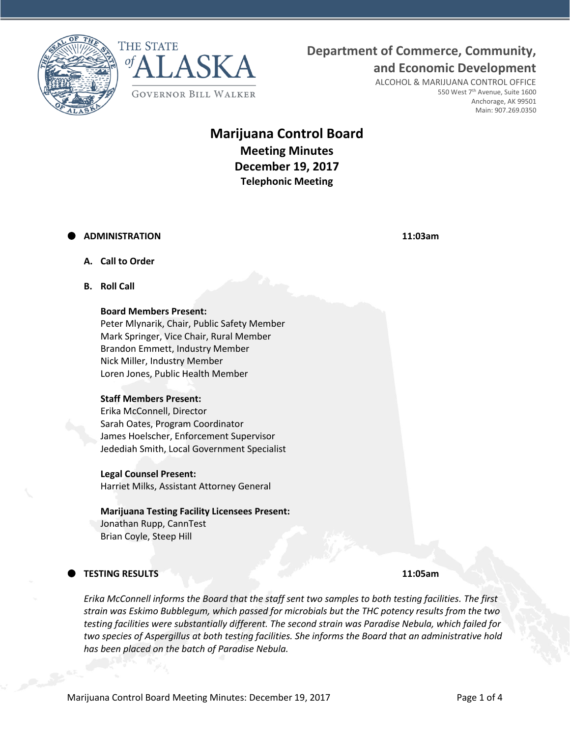THE STATE of ALASKA

GOVERNOR BILL WALKER

**Department of Commerce, Community, and Economic Development**

ALCOHOL & MARIJUANA CONTROL OFFICE
550 West 7th Avenue, Suite 1600
Anchorage, AK 99501
Main: 907.269.0350

# Marijuana Control Board
## Meeting Minutes
## December 19, 2017
### Telephonic Meeting

- **ADMINISTRATION** **11:03am**

**A. Call to Order**

**B. Roll Call**

**Board Members Present:**
Peter Mlynarik, Chair, Public Safety Member
Mark Springer, Vice Chair, Rural Member
Brandon Emmett, Industry Member
Nick Miller, Industry Member
Loren Jones, Public Health Member

**Staff Members Present:**
Erika McConnell, Director
Sarah Oates, Program Coordinator
James Hoelscher, Enforcement Supervisor
Jedediah Smith, Local Government Specialist

**Legal Counsel Present:**
Harriet Milks, Assistant Attorney General

**Marijuana Testing Facility Licensees Present:**
Jonathan Rupp, CannTest
Brian Coyle, Steep Hill

- **TESTING RESULTS** **11:05am**

*Erika McConnell informs the Board that the staff sent two samples to both testing facilities. The first strain was Eskimo Bubblegum, which passed for microbials but the THC potency results from the two testing facilities were substantially different. The second strain was Paradise Nebula, which failed for two species of Aspergillus at both testing facilities. She informs the Board that an administrative hold has been placed on the batch of Paradise Nebula.*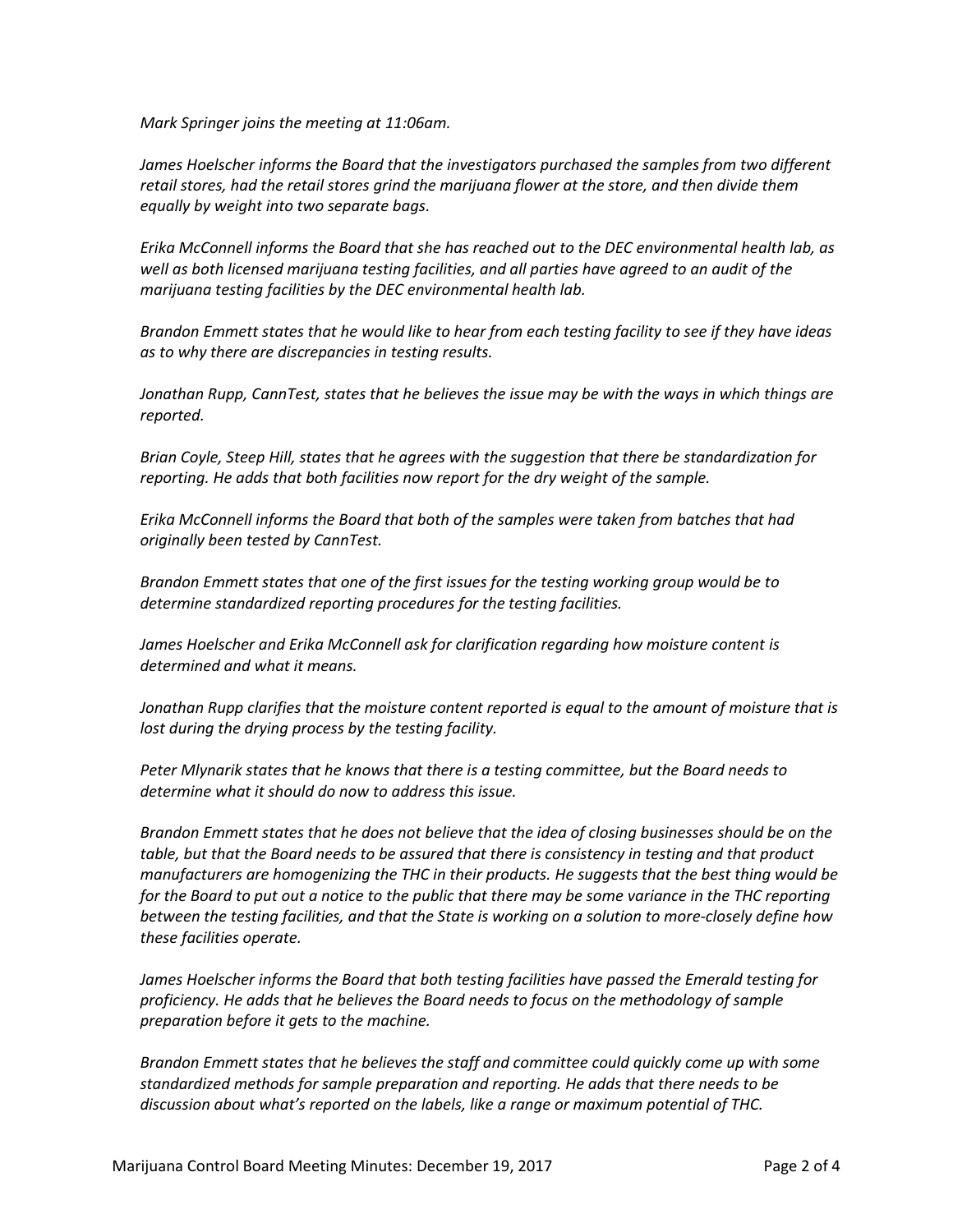*Mark Springer joins the meeting at 11:06am.*

*James Hoelscher informs the Board that the investigators purchased the samples from two different retail stores, had the retail stores grind the marijuana flower at the store, and then divide them equally by weight into two separate bags.*

*Erika McConnell informs the Board that she has reached out to the DEC environmental health lab, as well as both licensed marijuana testing facilities, and all parties have agreed to an audit of the marijuana testing facilities by the DEC environmental health lab.*

*Brandon Emmett states that he would like to hear from each testing facility to see if they have ideas as to why there are discrepancies in testing results.*

*Jonathan Rupp, CannTest, states that he believes the issue may be with the ways in which things are reported.*

*Brian Coyle, Steep Hill, states that he agrees with the suggestion that there be standardization for reporting. He adds that both facilities now report for the dry weight of the sample.*

*Erika McConnell informs the Board that both of the samples were taken from batches that had originally been tested by CannTest.*

*Brandon Emmett states that one of the first issues for the testing working group would be to determine standardized reporting procedures for the testing facilities.*

*James Hoelscher and Erika McConnell ask for clarification regarding how moisture content is determined and what it means.*

*Jonathan Rupp clarifies that the moisture content reported is equal to the amount of moisture that is lost during the drying process by the testing facility.*

*Peter Mlynarik states that he knows that there is a testing committee, but the Board needs to determine what it should do now to address this issue.*

*Brandon Emmett states that he does not believe that the idea of closing businesses should be on the table, but that the Board needs to be assured that there is consistency in testing and that product manufacturers are homogenizing the THC in their products. He suggests that the best thing would be for the Board to put out a notice to the public that there may be some variance in the THC reporting between the testing facilities, and that the State is working on a solution to more-closely define how these facilities operate.*

*James Hoelscher informs the Board that both testing facilities have passed the Emerald testing for proficiency. He adds that he believes the Board needs to focus on the methodology of sample preparation before it gets to the machine.*

*Brandon Emmett states that he believes the staff and committee could quickly come up with some standardized methods for sample preparation and reporting. He adds that there needs to be discussion about what's reported on the labels, like a range or maximum potential of THC.*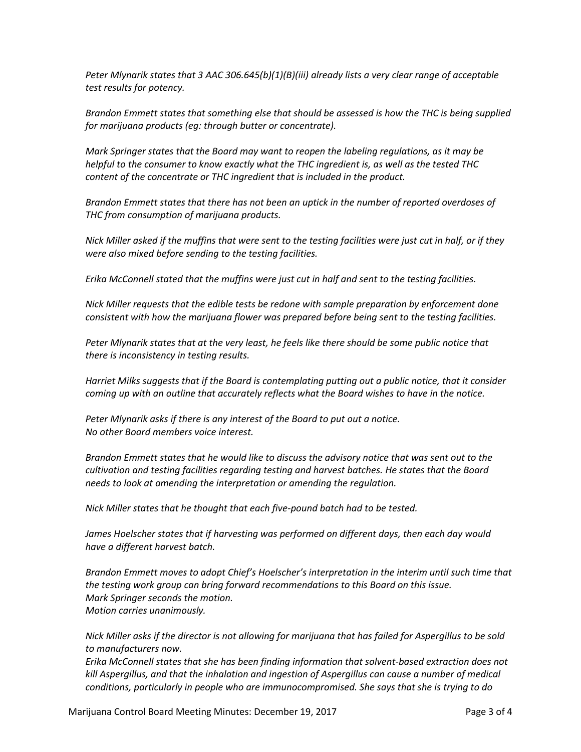*Peter Mlynarik states that 3 AAC 306.645(b)(1)(B)(iii) already lists a very clear range of acceptable test results for potency.*

*Brandon Emmett states that something else that should be assessed is how the THC is being supplied for marijuana products (eg: through butter or concentrate).*

*Mark Springer states that the Board may want to reopen the labeling regulations, as it may be helpful to the consumer to know exactly what the THC ingredient is, as well as the tested THC content of the concentrate or THC ingredient that is included in the product.*

*Brandon Emmett states that there has not been an uptick in the number of reported overdoses of THC from consumption of marijuana products.*

*Nick Miller asked if the muffins that were sent to the testing facilities were just cut in half, or if they were also mixed before sending to the testing facilities.*

*Erika McConnell stated that the muffins were just cut in half and sent to the testing facilities.*

*Nick Miller requests that the edible tests be redone with sample preparation by enforcement done consistent with how the marijuana flower was prepared before being sent to the testing facilities.*

*Peter Mlynarik states that at the very least, he feels like there should be some public notice that there is inconsistency in testing results.*

*Harriet Milks suggests that if the Board is contemplating putting out a public notice, that it consider coming up with an outline that accurately reflects what the Board wishes to have in the notice.*

*Peter Mlynarik asks if there is any interest of the Board to put out a notice.*
*No other Board members voice interest.*

*Brandon Emmett states that he would like to discuss the advisory notice that was sent out to the cultivation and testing facilities regarding testing and harvest batches. He states that the Board needs to look at amending the interpretation or amending the regulation.*

*Nick Miller states that he thought that each five-pound batch had to be tested.*

*James Hoelscher states that if harvesting was performed on different days, then each day would have a different harvest batch.*

*Brandon Emmett moves to adopt Chief's Hoelscher's interpretation in the interim until such time that the testing work group can bring forward recommendations to this Board on this issue.*
*Mark Springer seconds the motion.*
*Motion carries unanimously.*

*Nick Miller asks if the director is not allowing for marijuana that has failed for Aspergillus to be sold to manufacturers now.*
*Erika McConnell states that she has been finding information that solvent-based extraction does not kill Aspergillus, and that the inhalation and ingestion of Aspergillus can cause a number of medical conditions, particularly in people who are immunocompromised. She says that she is trying to do*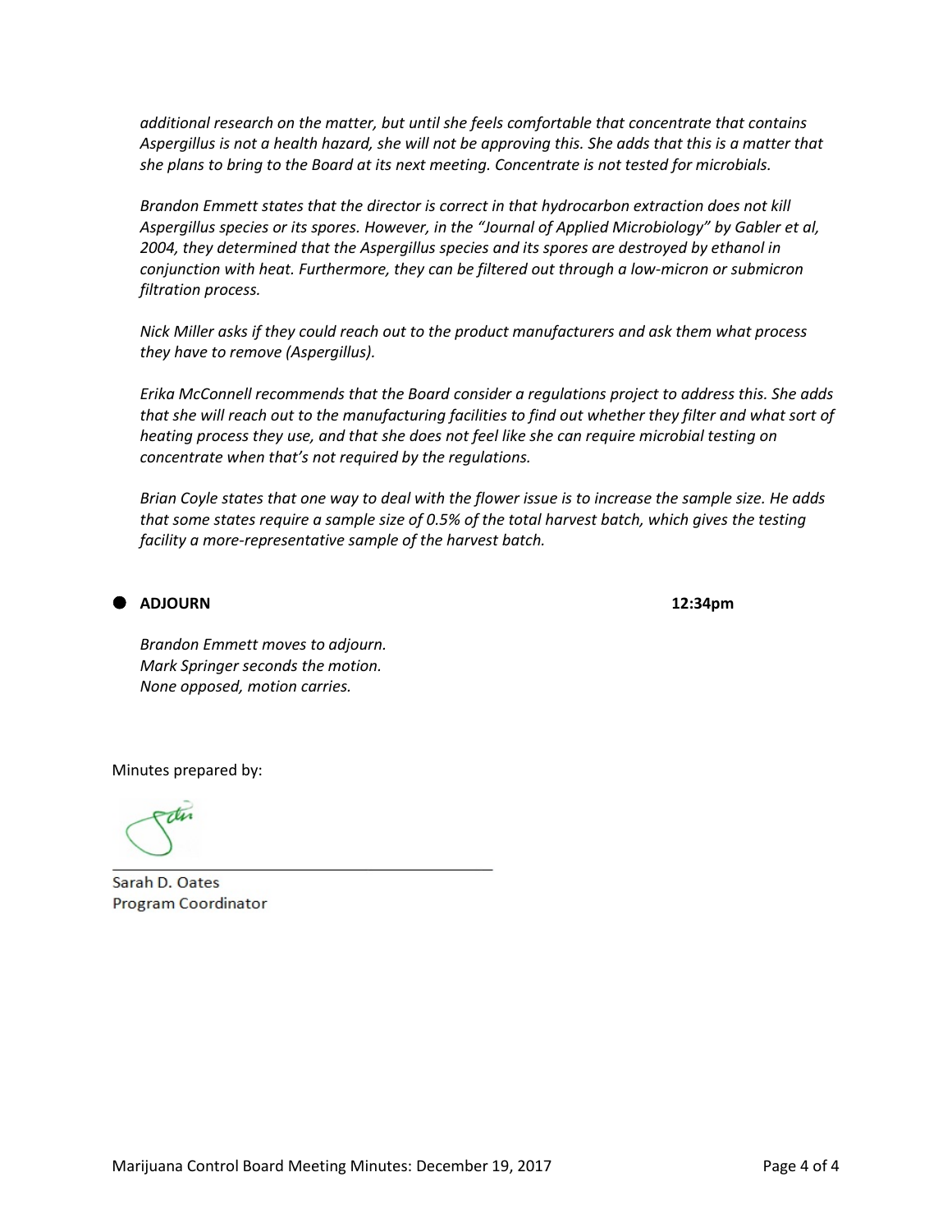*additional research on the matter, but until she feels comfortable that concentrate that contains Aspergillus is not a health hazard, she will not be approving this. She adds that this is a matter that she plans to bring to the Board at its next meeting. Concentrate is not tested for microbials.*

*Brandon Emmett states that the director is correct in that hydrocarbon extraction does not kill Aspergillus species or its spores. However, in the "Journal of Applied Microbiology" by Gabler et al, 2004, they determined that the Aspergillus species and its spores are destroyed by ethanol in conjunction with heat. Furthermore, they can be filtered out through a low-micron or submicron filtration process.*

*Nick Miller asks if they could reach out to the product manufacturers and ask them what process they have to remove (Aspergillus).*

*Erika McConnell recommends that the Board consider a regulations project to address this. She adds that she will reach out to the manufacturing facilities to find out whether they filter and what sort of heating process they use, and that she does not feel like she can require microbial testing on concentrate when that's not required by the regulations.*

*Brian Coyle states that one way to deal with the flower issue is to increase the sample size. He adds that some states require a sample size of 0.5% of the total harvest batch, which gives the testing facility a more-representative sample of the harvest batch.*

- **ADJOURN** **12:34pm**

*Brandon Emmett moves to adjourn.*
*Mark Springer seconds the motion.*
*None opposed, motion carries.*

Minutes prepared by:

Sarah D. Oates
Program Coordinator